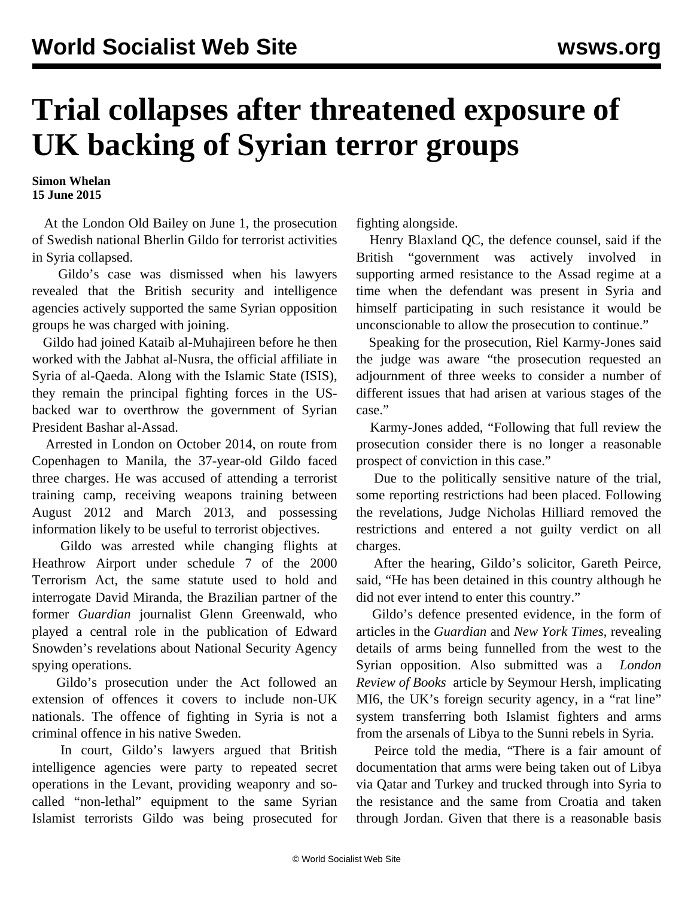# Trial collapses after threatened exposure of UK backing of Syrian terror groups

**Simon Whelan**
**15 June 2015**

At the London Old Bailey on June 1, the prosecution of Swedish national Bherlin Gildo for terrorist activities in Syria collapsed.

Gildo's case was dismissed when his lawyers revealed that the British security and intelligence agencies actively supported the same Syrian opposition groups he was charged with joining.

Gildo had joined Kataib al-Muhajireen before he then worked with the Jabhat al-Nusra, the official affiliate in Syria of al-Qaeda. Along with the Islamic State (ISIS), they remain the principal fighting forces in the US-backed war to overthrow the government of Syrian President Bashar al-Assad.

Arrested in London on October 2014, on route from Copenhagen to Manila, the 37-year-old Gildo faced three charges. He was accused of attending a terrorist training camp, receiving weapons training between August 2012 and March 2013, and possessing information likely to be useful to terrorist objectives.

Gildo was arrested while changing flights at Heathrow Airport under schedule 7 of the 2000 Terrorism Act, the same statute used to hold and interrogate David Miranda, the Brazilian partner of the former *Guardian* journalist Glenn Greenwald, who played a central role in the publication of Edward Snowden's revelations about National Security Agency spying operations.

Gildo's prosecution under the Act followed an extension of offences it covers to include non-UK nationals. The offence of fighting in Syria is not a criminal offence in his native Sweden.

In court, Gildo's lawyers argued that British intelligence agencies were party to repeated secret operations in the Levant, providing weaponry and so-called "non-lethal" equipment to the same Syrian Islamist terrorists Gildo was being prosecuted for fighting alongside.

Henry Blaxland QC, the defence counsel, said if the British "government was actively involved in supporting armed resistance to the Assad regime at a time when the defendant was present in Syria and himself participating in such resistance it would be unconscionable to allow the prosecution to continue."

Speaking for the prosecution, Riel Karmy-Jones said the judge was aware "the prosecution requested an adjournment of three weeks to consider a number of different issues that had arisen at various stages of the case."

Karmy-Jones added, "Following that full review the prosecution consider there is no longer a reasonable prospect of conviction in this case."

Due to the politically sensitive nature of the trial, some reporting restrictions had been placed. Following the revelations, Judge Nicholas Hilliard removed the restrictions and entered a not guilty verdict on all charges.

After the hearing, Gildo's solicitor, Gareth Peirce, said, "He has been detained in this country although he did not ever intend to enter this country."

Gildo's defence presented evidence, in the form of articles in the *Guardian* and *New York Times*, revealing details of arms being funnelled from the west to the Syrian opposition. Also submitted was a *London Review of Books* article by Seymour Hersh, implicating MI6, the UK's foreign security agency, in a "rat line" system transferring both Islamist fighters and arms from the arsenals of Libya to the Sunni rebels in Syria.

Peirce told the media, "There is a fair amount of documentation that arms were being taken out of Libya via Qatar and Turkey and trucked through into Syria to the resistance and the same from Croatia and taken through Jordan. Given that there is a reasonable basis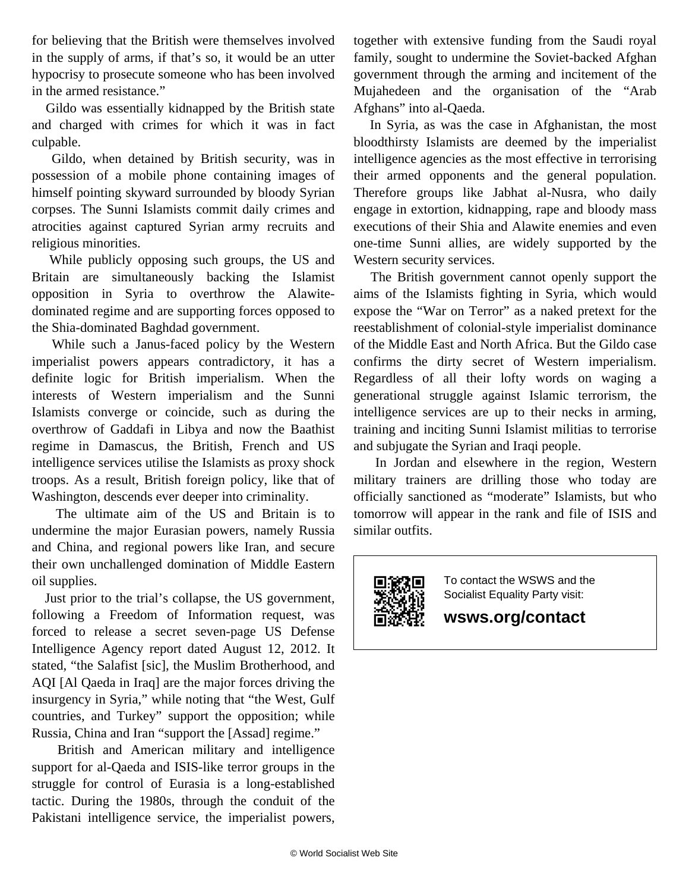for believing that the British were themselves involved in the supply of arms, if that's so, it would be an utter hypocrisy to prosecute someone who has been involved in the armed resistance."

Gildo was essentially kidnapped by the British state and charged with crimes for which it was in fact culpable.

Gildo, when detained by British security, was in possession of a mobile phone containing images of himself pointing skyward surrounded by bloody Syrian corpses. The Sunni Islamists commit daily crimes and atrocities against captured Syrian army recruits and religious minorities.

While publicly opposing such groups, the US and Britain are simultaneously backing the Islamist opposition in Syria to overthrow the Alawite-dominated regime and are supporting forces opposed to the Shia-dominated Baghdad government.

While such a Janus-faced policy by the Western imperialist powers appears contradictory, it has a definite logic for British imperialism. When the interests of Western imperialism and the Sunni Islamists converge or coincide, such as during the overthrow of Gaddafi in Libya and now the Baathist regime in Damascus, the British, French and US intelligence services utilise the Islamists as proxy shock troops. As a result, British foreign policy, like that of Washington, descends ever deeper into criminality.

The ultimate aim of the US and Britain is to undermine the major Eurasian powers, namely Russia and China, and regional powers like Iran, and secure their own unchallenged domination of Middle Eastern oil supplies.

Just prior to the trial's collapse, the US government, following a Freedom of Information request, was forced to release a secret seven-page US Defense Intelligence Agency report dated August 12, 2012. It stated, "the Salafist [sic], the Muslim Brotherhood, and AQI [Al Qaeda in Iraq] are the major forces driving the insurgency in Syria," while noting that "the West, Gulf countries, and Turkey" support the opposition; while Russia, China and Iran "support the [Assad] regime."

British and American military and intelligence support for al-Qaeda and ISIS-like terror groups in the struggle for control of Eurasia is a long-established tactic. During the 1980s, through the conduit of the Pakistani intelligence service, the imperialist powers, together with extensive funding from the Saudi royal family, sought to undermine the Soviet-backed Afghan government through the arming and incitement of the Mujahedeen and the organisation of the "Arab Afghans" into al-Qaeda.

In Syria, as was the case in Afghanistan, the most bloodthirsty Islamists are deemed by the imperialist intelligence agencies as the most effective in terrorising their armed opponents and the general population. Therefore groups like Jabhat al-Nusra, who daily engage in extortion, kidnapping, rape and bloody mass executions of their Shia and Alawite enemies and even one-time Sunni allies, are widely supported by the Western security services.

The British government cannot openly support the aims of the Islamists fighting in Syria, which would expose the "War on Terror" as a naked pretext for the reestablishment of colonial-style imperialist dominance of the Middle East and North Africa. But the Gildo case confirms the dirty secret of Western imperialism. Regardless of all their lofty words on waging a generational struggle against Islamic terrorism, the intelligence services are up to their necks in arming, training and inciting Sunni Islamist militias to terrorise and subjugate the Syrian and Iraqi people.

In Jordan and elsewhere in the region, Western military trainers are drilling those who today are officially sanctioned as "moderate" Islamists, but who tomorrow will appear in the rank and file of ISIS and similar outfits.

To contact the WSWS and the Socialist Equality Party visit:

**wsws.org/contact**